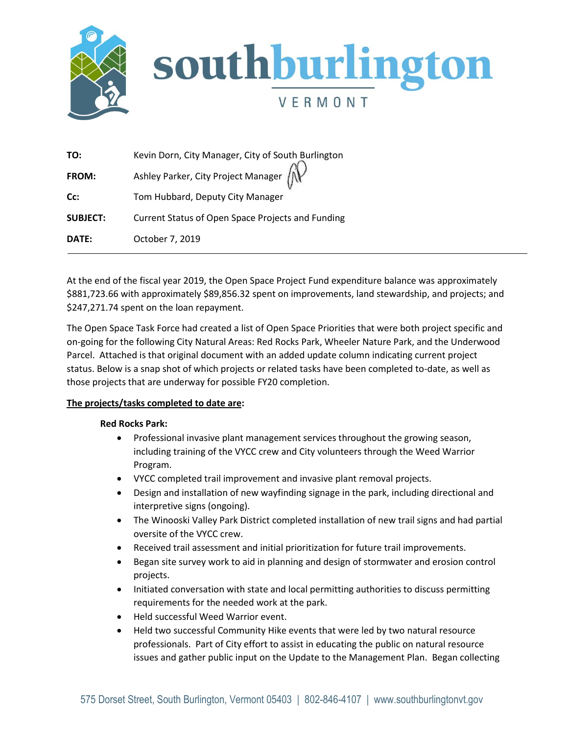**TO:** Kevin Dorn, City Manager, City of South Burlington

**FROM:** Ashley Parker, City Project Manager

**Cc:** Tom Hubbard, Deputy City Manager

**SUBJECT:** Current Status of Open Space Projects and Funding

**DATE:** October 7, 2019

---

At the end of the fiscal year 2019, the Open Space Project Fund expenditure balance was approximately $881,723.66 with approximately $89,856.32 spent on improvements, land stewardship, and projects; and $247,271.74 spent on the loan repayment.

The Open Space Task Force had created a list of Open Space Priorities that were both project specific and on-going for the following City Natural Areas: Red Rocks Park, Wheeler Nature Park, and the Underwood Parcel. Attached is that original document with an added update column indicating current project status. Below is a snap shot of which projects or related tasks have been completed to-date, as well as those projects that are underway for possible FY20 completion.

**__The projects/tasks completed to date are__:**

**Red Rocks Park:**

- Professional invasive plant management services throughout the growing season, including training of the VYCC crew and City volunteers through the Weed Warrior Program.
- VYCC completed trail improvement and invasive plant removal projects.
- Design and installation of new wayfinding signage in the park, including directional and interpretive signs (ongoing).
- The Winooski Valley Park District completed installation of new trail signs and had partial oversite of the VYCC crew.
- Received trail assessment and initial prioritization for future trail improvements.
- Began site survey work to aid in planning and design of stormwater and erosion control projects.
- Initiated conversation with state and local permitting authorities to discuss permitting requirements for the needed work at the park.
- Held successful Weed Warrior event.
- Held two successful Community Hike events that were led by two natural resource professionals. Part of City effort to assist in educating the public on natural resource issues and gather public input on the Update to the Management Plan. Began collecting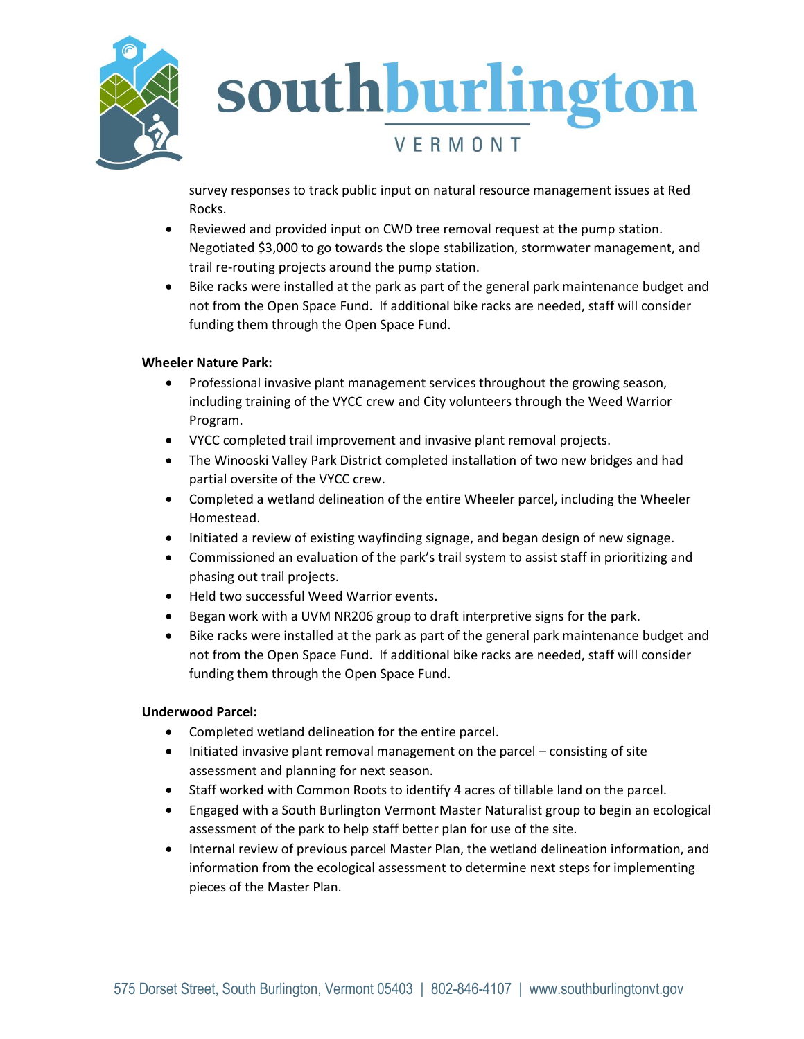survey responses to track public input on natural resource management issues at Red Rocks.

- Reviewed and provided input on CWD tree removal request at the pump station. Negotiated $3,000 to go towards the slope stabilization, stormwater management, and trail re-routing projects around the pump station.
- Bike racks were installed at the park as part of the general park maintenance budget and not from the Open Space Fund. If additional bike racks are needed, staff will consider funding them through the Open Space Fund.

**Wheeler Nature Park:**

- Professional invasive plant management services throughout the growing season, including training of the VYCC crew and City volunteers through the Weed Warrior Program.
- VYCC completed trail improvement and invasive plant removal projects.
- The Winooski Valley Park District completed installation of two new bridges and had partial oversite of the VYCC crew.
- Completed a wetland delineation of the entire Wheeler parcel, including the Wheeler Homestead.
- Initiated a review of existing wayfinding signage, and began design of new signage.
- Commissioned an evaluation of the park's trail system to assist staff in prioritizing and phasing out trail projects.
- Held two successful Weed Warrior events.
- Began work with a UVM NR206 group to draft interpretive signs for the park.
- Bike racks were installed at the park as part of the general park maintenance budget and not from the Open Space Fund. If additional bike racks are needed, staff will consider funding them through the Open Space Fund.

**Underwood Parcel:**

- Completed wetland delineation for the entire parcel.
- Initiated invasive plant removal management on the parcel – consisting of site assessment and planning for next season.
- Staff worked with Common Roots to identify 4 acres of tillable land on the parcel.
- Engaged with a South Burlington Vermont Master Naturalist group to begin an ecological assessment of the park to help staff better plan for use of the site.
- Internal review of previous parcel Master Plan, the wetland delineation information, and information from the ecological assessment to determine next steps for implementing pieces of the Master Plan.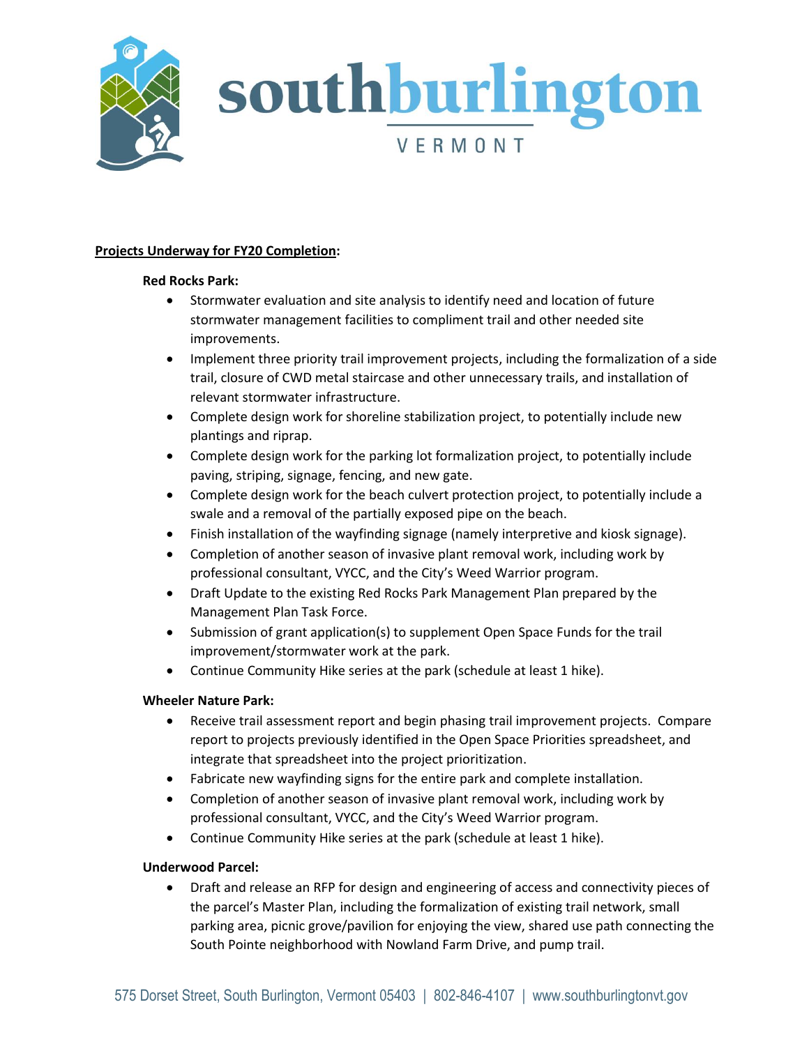**Projects Underway for FY20 Completion:**

**Red Rocks Park:**

- Stormwater evaluation and site analysis to identify need and location of future stormwater management facilities to compliment trail and other needed site improvements.
- Implement three priority trail improvement projects, including the formalization of a side trail, closure of CWD metal staircase and other unnecessary trails, and installation of relevant stormwater infrastructure.
- Complete design work for shoreline stabilization project, to potentially include new plantings and riprap.
- Complete design work for the parking lot formalization project, to potentially include paving, striping, signage, fencing, and new gate.
- Complete design work for the beach culvert protection project, to potentially include a swale and a removal of the partially exposed pipe on the beach.
- Finish installation of the wayfinding signage (namely interpretive and kiosk signage).
- Completion of another season of invasive plant removal work, including work by professional consultant, VYCC, and the City's Weed Warrior program.
- Draft Update to the existing Red Rocks Park Management Plan prepared by the Management Plan Task Force.
- Submission of grant application(s) to supplement Open Space Funds for the trail improvement/stormwater work at the park.
- Continue Community Hike series at the park (schedule at least 1 hike).

**Wheeler Nature Park:**

- Receive trail assessment report and begin phasing trail improvement projects. Compare report to projects previously identified in the Open Space Priorities spreadsheet, and integrate that spreadsheet into the project prioritization.
- Fabricate new wayfinding signs for the entire park and complete installation.
- Completion of another season of invasive plant removal work, including work by professional consultant, VYCC, and the City's Weed Warrior program.
- Continue Community Hike series at the park (schedule at least 1 hike).

**Underwood Parcel:**

- Draft and release an RFP for design and engineering of access and connectivity pieces of the parcel's Master Plan, including the formalization of existing trail network, small parking area, picnic grove/pavilion for enjoying the view, shared use path connecting the South Pointe neighborhood with Nowland Farm Drive, and pump trail.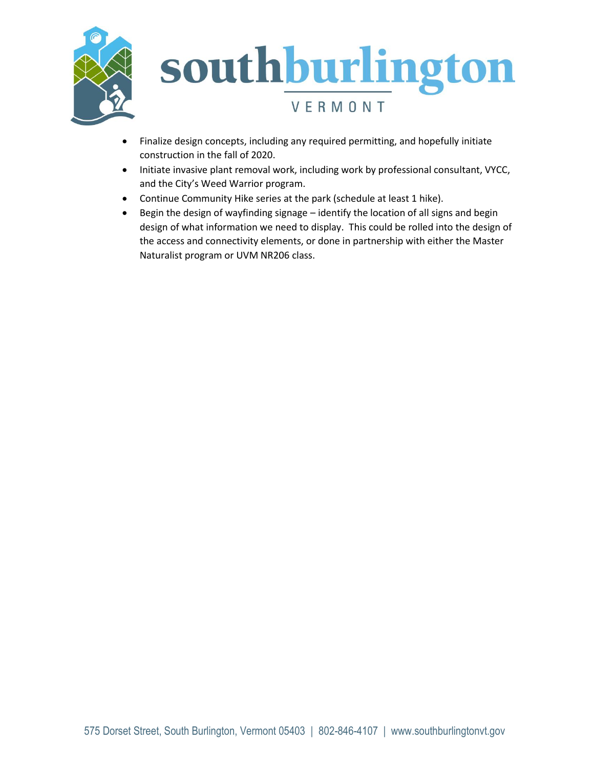- Finalize design concepts, including any required permitting, and hopefully initiate construction in the fall of 2020.
- Initiate invasive plant removal work, including work by professional consultant, VYCC, and the City's Weed Warrior program.
- Continue Community Hike series at the park (schedule at least 1 hike).
- Begin the design of wayfinding signage – identify the location of all signs and begin design of what information we need to display. This could be rolled into the design of the access and connectivity elements, or done in partnership with either the Master Naturalist program or UVM NR206 class.